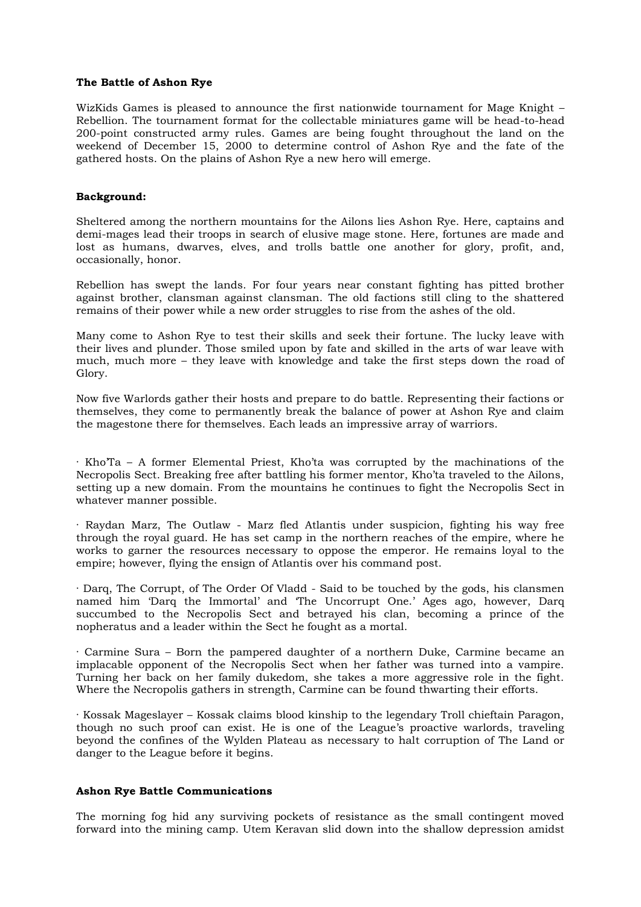**The Battle of Ashon Rye**

WizKids Games is pleased to announce the first nationwide tournament for Mage Knight – Rebellion. The tournament format for the collectable miniatures game will be head-to-head 200-point constructed army rules. Games are being fought throughout the land on the weekend of December 15, 2000 to determine control of Ashon Rye and the fate of the gathered hosts. On the plains of Ashon Rye a new hero will emerge.

**Background:**

Sheltered among the northern mountains for the Ailons lies Ashon Rye. Here, captains and demi-mages lead their troops in search of elusive mage stone. Here, fortunes are made and lost as humans, dwarves, elves, and trolls battle one another for glory, profit, and, occasionally, honor.

Rebellion has swept the lands. For four years near constant fighting has pitted brother against brother, clansman against clansman. The old factions still cling to the shattered remains of their power while a new order struggles to rise from the ashes of the old.

Many come to Ashon Rye to test their skills and seek their fortune. The lucky leave with their lives and plunder. Those smiled upon by fate and skilled in the arts of war leave with much, much more – they leave with knowledge and take the first steps down the road of Glory.

Now five Warlords gather their hosts and prepare to do battle. Representing their factions or themselves, they come to permanently break the balance of power at Ashon Rye and claim the magestone there for themselves. Each leads an impressive array of warriors.

· Kho'Ta – A former Elemental Priest, Kho'ta was corrupted by the machinations of the Necropolis Sect. Breaking free after battling his former mentor, Kho'ta traveled to the Ailons, setting up a new domain. From the mountains he continues to fight the Necropolis Sect in whatever manner possible.

· Raydan Marz, The Outlaw - Marz fled Atlantis under suspicion, fighting his way free through the royal guard. He has set camp in the northern reaches of the empire, where he works to garner the resources necessary to oppose the emperor. He remains loyal to the empire; however, flying the ensign of Atlantis over his command post.

· Darq, The Corrupt, of The Order Of Vladd - Said to be touched by the gods, his clansmen named him 'Darq the Immortal' and 'The Uncorrupt One.' Ages ago, however, Darq succumbed to the Necropolis Sect and betrayed his clan, becoming a prince of the nopheratus and a leader within the Sect he fought as a mortal.

· Carmine Sura – Born the pampered daughter of a northern Duke, Carmine became an implacable opponent of the Necropolis Sect when her father was turned into a vampire. Turning her back on her family dukedom, she takes a more aggressive role in the fight. Where the Necropolis gathers in strength, Carmine can be found thwarting their efforts.

· Kossak Mageslayer – Kossak claims blood kinship to the legendary Troll chieftain Paragon, though no such proof can exist. He is one of the League's proactive warlords, traveling beyond the confines of the Wylden Plateau as necessary to halt corruption of The Land or danger to the League before it begins.

**Ashon Rye Battle Communications**

The morning fog hid any surviving pockets of resistance as the small contingent moved forward into the mining camp. Utem Keravan slid down into the shallow depression amidst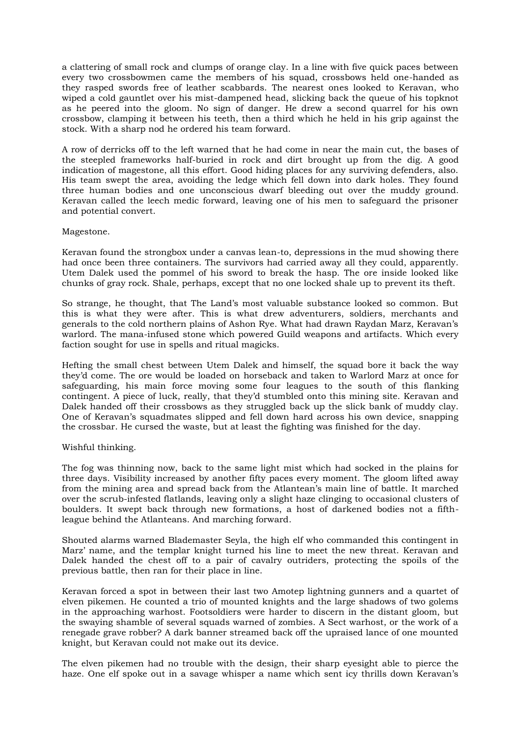a clattering of small rock and clumps of orange clay. In a line with five quick paces between every two crossbowmen came the members of his squad, crossbows held one-handed as they rasped swords free of leather scabbards. The nearest ones looked to Keravan, who wiped a cold gauntlet over his mist-dampened head, slicking back the queue of his topknot as he peered into the gloom. No sign of danger. He drew a second quarrel for his own crossbow, clamping it between his teeth, then a third which he held in his grip against the stock. With a sharp nod he ordered his team forward.

A row of derricks off to the left warned that he had come in near the main cut, the bases of the steepled frameworks half-buried in rock and dirt brought up from the dig. A good indication of magestone, all this effort. Good hiding places for any surviving defenders, also. His team swept the area, avoiding the ledge which fell down into dark holes. They found three human bodies and one unconscious dwarf bleeding out over the muddy ground. Keravan called the leech medic forward, leaving one of his men to safeguard the prisoner and potential convert.

Magestone.

Keravan found the strongbox under a canvas lean-to, depressions in the mud showing there had once been three containers. The survivors had carried away all they could, apparently. Utem Dalek used the pommel of his sword to break the hasp. The ore inside looked like chunks of gray rock. Shale, perhaps, except that no one locked shale up to prevent its theft.

So strange, he thought, that The Land's most valuable substance looked so common. But this is what they were after. This is what drew adventurers, soldiers, merchants and generals to the cold northern plains of Ashon Rye. What had drawn Raydan Marz, Keravan's warlord. The mana-infused stone which powered Guild weapons and artifacts. Which every faction sought for use in spells and ritual magicks.

Hefting the small chest between Utem Dalek and himself, the squad bore it back the way they'd come. The ore would be loaded on horseback and taken to Warlord Marz at once for safeguarding, his main force moving some four leagues to the south of this flanking contingent. A piece of luck, really, that they'd stumbled onto this mining site. Keravan and Dalek handed off their crossbows as they struggled back up the slick bank of muddy clay. One of Keravan's squadmates slipped and fell down hard across his own device, snapping the crossbar. He cursed the waste, but at least the fighting was finished for the day.

Wishful thinking.

The fog was thinning now, back to the same light mist which had socked in the plains for three days. Visibility increased by another fifty paces every moment. The gloom lifted away from the mining area and spread back from the Atlantean's main line of battle. It marched over the scrub-infested flatlands, leaving only a slight haze clinging to occasional clusters of boulders. It swept back through new formations, a host of darkened bodies not a fifth-league behind the Atlanteans. And marching forward.

Shouted alarms warned Blademaster Seyla, the high elf who commanded this contingent in Marz' name, and the templar knight turned his line to meet the new threat. Keravan and Dalek handed the chest off to a pair of cavalry outriders, protecting the spoils of the previous battle, then ran for their place in line.

Keravan forced a spot in between their last two Amotep lightning gunners and a quartet of elven pikemen. He counted a trio of mounted knights and the large shadows of two golems in the approaching warhost. Footsoldiers were harder to discern in the distant gloom, but the swaying shamble of several squads warned of zombies. A Sect warhost, or the work of a renegade grave robber? A dark banner streamed back off the upraised lance of one mounted knight, but Keravan could not make out its device.

The elven pikemen had no trouble with the design, their sharp eyesight able to pierce the haze. One elf spoke out in a savage whisper a name which sent icy thrills down Keravan's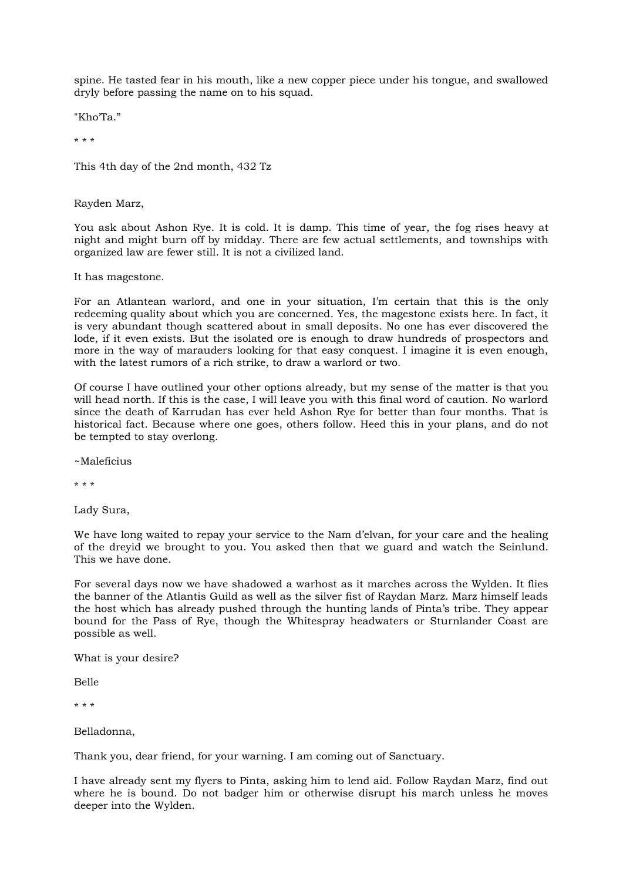spine. He tasted fear in his mouth, like a new copper piece under his tongue, and swallowed dryly before passing the name on to his squad.

"Kho'Ta."

* * *

This 4th day of the 2nd month, 432 Tz

Rayden Marz,

You ask about Ashon Rye. It is cold. It is damp. This time of year, the fog rises heavy at night and might burn off by midday. There are few actual settlements, and townships with organized law are fewer still. It is not a civilized land.

It has magestone.

For an Atlantean warlord, and one in your situation, I'm certain that this is the only redeeming quality about which you are concerned. Yes, the magestone exists here. In fact, it is very abundant though scattered about in small deposits. No one has ever discovered the lode, if it even exists. But the isolated ore is enough to draw hundreds of prospectors and more in the way of marauders looking for that easy conquest. I imagine it is even enough, with the latest rumors of a rich strike, to draw a warlord or two.

Of course I have outlined your other options already, but my sense of the matter is that you will head north. If this is the case, I will leave you with this final word of caution. No warlord since the death of Karrudan has ever held Ashon Rye for better than four months. That is historical fact. Because where one goes, others follow. Heed this in your plans, and do not be tempted to stay overlong.

~Maleficius

* * *

Lady Sura,

We have long waited to repay your service to the Nam d'elvan, for your care and the healing of the dreyid we brought to you. You asked then that we guard and watch the Seinlund. This we have done.

For several days now we have shadowed a warhost as it marches across the Wylden. It flies the banner of the Atlantis Guild as well as the silver fist of Raydan Marz. Marz himself leads the host which has already pushed through the hunting lands of Pinta's tribe. They appear bound for the Pass of Rye, though the Whitespray headwaters or Sturnlander Coast are possible as well.

What is your desire?

Belle

* * *

Belladonna,

Thank you, dear friend, for your warning. I am coming out of Sanctuary.

I have already sent my flyers to Pinta, asking him to lend aid. Follow Raydan Marz, find out where he is bound. Do not badger him or otherwise disrupt his march unless he moves deeper into the Wylden.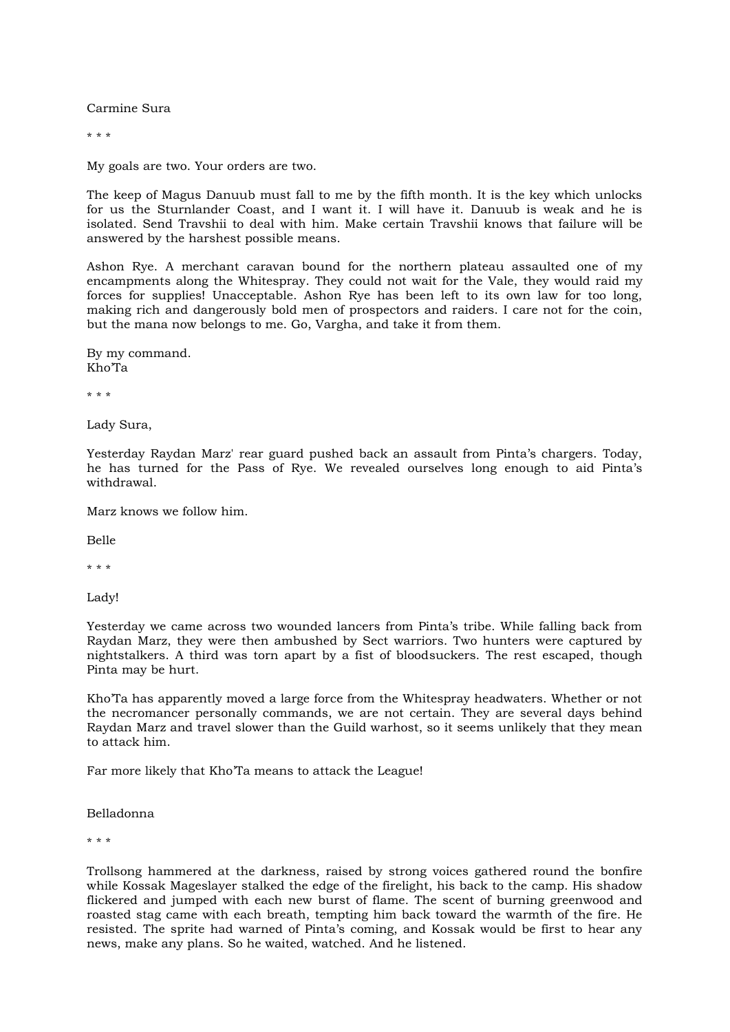Carmine Sura

\* \* \*

My goals are two. Your orders are two.

The keep of Magus Danuub must fall to me by the fifth month. It is the key which unlocks for us the Sturnlander Coast, and I want it. I will have it. Danuub is weak and he is isolated. Send Travshii to deal with him. Make certain Travshii knows that failure will be answered by the harshest possible means.

Ashon Rye. A merchant caravan bound for the northern plateau assaulted one of my encampments along the Whitespray. They could not wait for the Vale, they would raid my forces for supplies! Unacceptable. Ashon Rye has been left to its own law for too long, making rich and dangerously bold men of prospectors and raiders. I care not for the coin, but the mana now belongs to me. Go, Vargha, and take it from them.

By my command.
Kho'Ta

\* \* \*

Lady Sura,

Yesterday Raydan Marz' rear guard pushed back an assault from Pinta's chargers. Today, he has turned for the Pass of Rye. We revealed ourselves long enough to aid Pinta's withdrawal.

Marz knows we follow him.

Belle

\* \* \*

Lady!

Yesterday we came across two wounded lancers from Pinta's tribe. While falling back from Raydan Marz, they were then ambushed by Sect warriors. Two hunters were captured by nightstalkers. A third was torn apart by a fist of bloodsuckers. The rest escaped, though Pinta may be hurt.

Kho'Ta has apparently moved a large force from the Whitespray headwaters. Whether or not the necromancer personally commands, we are not certain. They are several days behind Raydan Marz and travel slower than the Guild warhost, so it seems unlikely that they mean to attack him.

Far more likely that Kho'Ta means to attack the League!

Belladonna

\* \* \*

Trollsong hammered at the darkness, raised by strong voices gathered round the bonfire while Kossak Mageslayer stalked the edge of the firelight, his back to the camp. His shadow flickered and jumped with each new burst of flame. The scent of burning greenwood and roasted stag came with each breath, tempting him back toward the warmth of the fire. He resisted. The sprite had warned of Pinta's coming, and Kossak would be first to hear any news, make any plans. So he waited, watched. And he listened.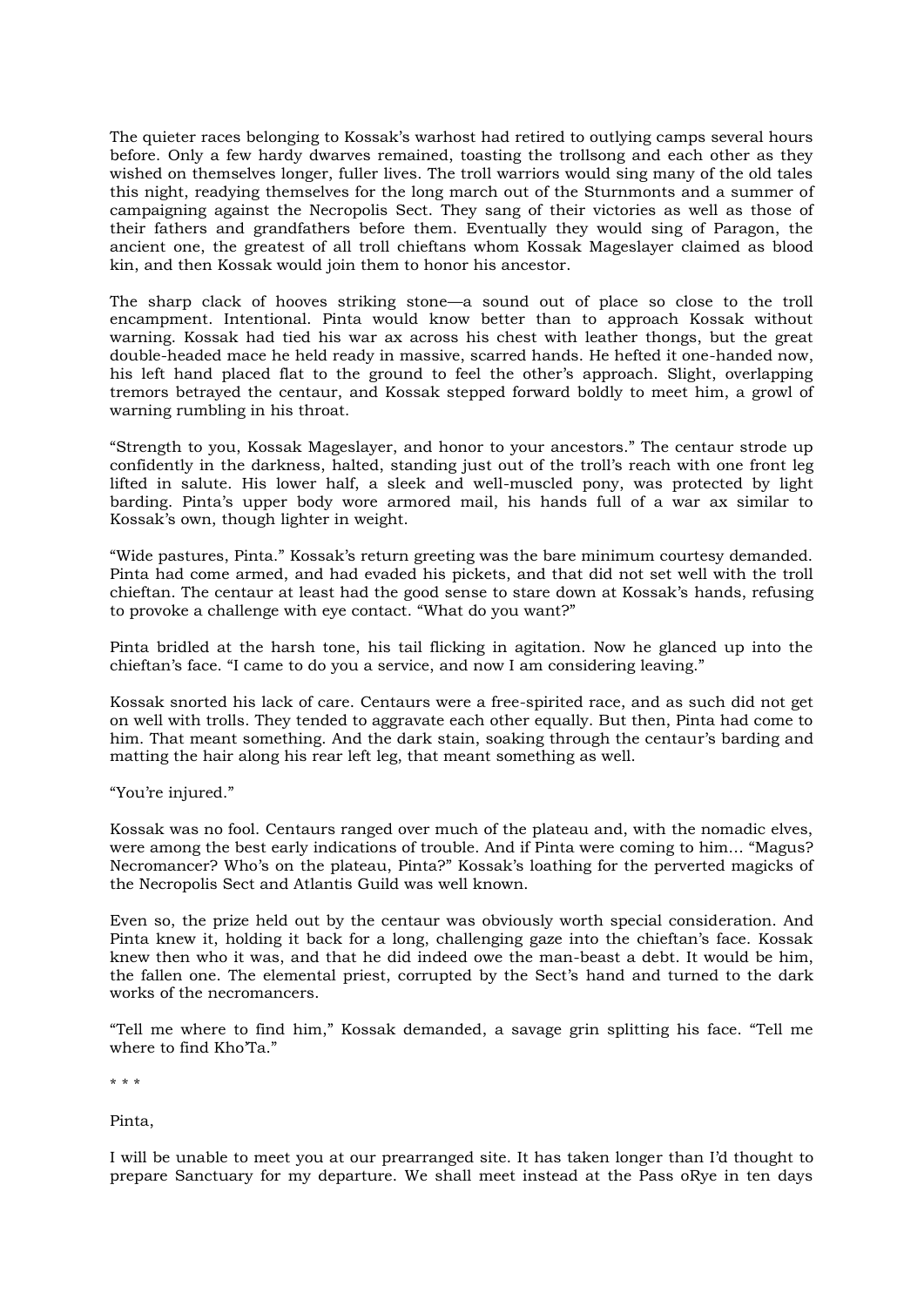The quieter races belonging to Kossak's warhost had retired to outlying camps several hours before. Only a few hardy dwarves remained, toasting the trollsong and each other as they wished on themselves longer, fuller lives. The troll warriors would sing many of the old tales this night, readying themselves for the long march out of the Sturnmonts and a summer of campaigning against the Necropolis Sect. They sang of their victories as well as those of their fathers and grandfathers before them. Eventually they would sing of Paragon, the ancient one, the greatest of all troll chieftans whom Kossak Mageslayer claimed as blood kin, and then Kossak would join them to honor his ancestor.

The sharp clack of hooves striking stone—a sound out of place so close to the troll encampment. Intentional. Pinta would know better than to approach Kossak without warning. Kossak had tied his war ax across his chest with leather thongs, but the great double-headed mace he held ready in massive, scarred hands. He hefted it one-handed now, his left hand placed flat to the ground to feel the other's approach. Slight, overlapping tremors betrayed the centaur, and Kossak stepped forward boldly to meet him, a growl of warning rumbling in his throat.

"Strength to you, Kossak Mageslayer, and honor to your ancestors." The centaur strode up confidently in the darkness, halted, standing just out of the troll's reach with one front leg lifted in salute. His lower half, a sleek and well-muscled pony, was protected by light barding. Pinta's upper body wore armored mail, his hands full of a war ax similar to Kossak's own, though lighter in weight.

"Wide pastures, Pinta." Kossak's return greeting was the bare minimum courtesy demanded. Pinta had come armed, and had evaded his pickets, and that did not set well with the troll chieftan. The centaur at least had the good sense to stare down at Kossak's hands, refusing to provoke a challenge with eye contact. "What do you want?"

Pinta bridled at the harsh tone, his tail flicking in agitation. Now he glanced up into the chieftan's face. "I came to do you a service, and now I am considering leaving."

Kossak snorted his lack of care. Centaurs were a free-spirited race, and as such did not get on well with trolls. They tended to aggravate each other equally. But then, Pinta had come to him. That meant something. And the dark stain, soaking through the centaur's barding and matting the hair along his rear left leg, that meant something as well.

"You're injured."

Kossak was no fool. Centaurs ranged over much of the plateau and, with the nomadic elves, were among the best early indications of trouble. And if Pinta were coming to him… "Magus? Necromancer? Who's on the plateau, Pinta?" Kossak's loathing for the perverted magicks of the Necropolis Sect and Atlantis Guild was well known.

Even so, the prize held out by the centaur was obviously worth special consideration. And Pinta knew it, holding it back for a long, challenging gaze into the chieftan's face. Kossak knew then who it was, and that he did indeed owe the man-beast a debt. It would be him, the fallen one. The elemental priest, corrupted by the Sect's hand and turned to the dark works of the necromancers.

"Tell me where to find him," Kossak demanded, a savage grin splitting his face. "Tell me where to find Kho'Ta."

\* \* \*

Pinta,

I will be unable to meet you at our prearranged site. It has taken longer than I'd thought to prepare Sanctuary for my departure. We shall meet instead at the Pass oRye in ten days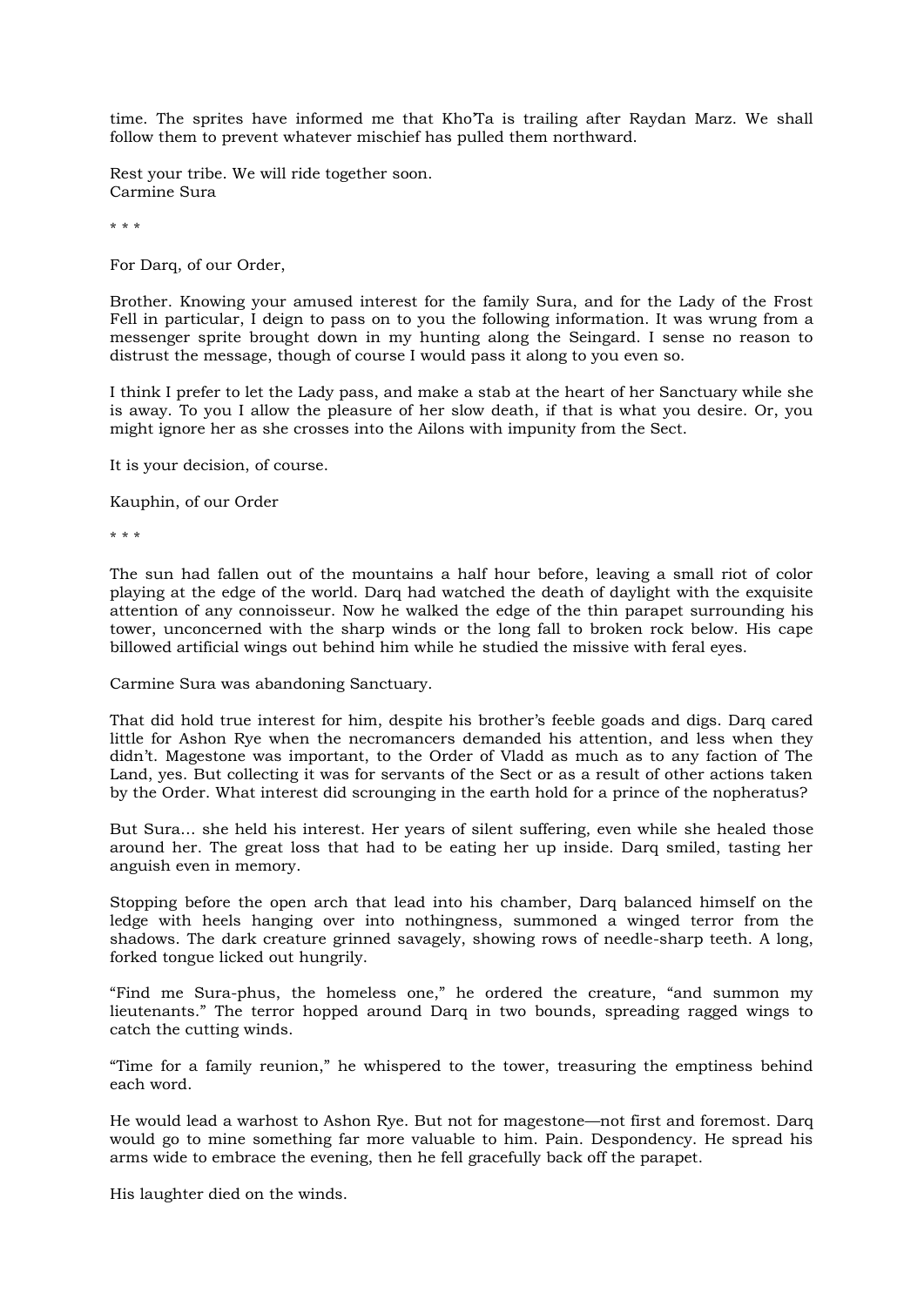time. The sprites have informed me that Kho'Ta is trailing after Raydan Marz. We shall follow them to prevent whatever mischief has pulled them northward.

Rest your tribe. We will ride together soon.  
Carmine Sura

* * *

For Darq, of our Order,

Brother. Knowing your amused interest for the family Sura, and for the Lady of the Frost Fell in particular, I deign to pass on to you the following information. It was wrung from a messenger sprite brought down in my hunting along the Seingard. I sense no reason to distrust the message, though of course I would pass it along to you even so.

I think I prefer to let the Lady pass, and make a stab at the heart of her Sanctuary while she is away. To you I allow the pleasure of her slow death, if that is what you desire. Or, you might ignore her as she crosses into the Ailons with impunity from the Sect.

It is your decision, of course.

Kauphin, of our Order

* * *

The sun had fallen out of the mountains a half hour before, leaving a small riot of color playing at the edge of the world. Darq had watched the death of daylight with the exquisite attention of any connoisseur. Now he walked the edge of the thin parapet surrounding his tower, unconcerned with the sharp winds or the long fall to broken rock below. His cape billowed artificial wings out behind him while he studied the missive with feral eyes.

Carmine Sura was abandoning Sanctuary.

That did hold true interest for him, despite his brother's feeble goads and digs. Darq cared little for Ashon Rye when the necromancers demanded his attention, and less when they didn't. Magestone was important, to the Order of Vladd as much as to any faction of The Land, yes. But collecting it was for servants of the Sect or as a result of other actions taken by the Order. What interest did scrounging in the earth hold for a prince of the nopheratus?

But Sura… she held his interest. Her years of silent suffering, even while she healed those around her. The great loss that had to be eating her up inside. Darq smiled, tasting her anguish even in memory.

Stopping before the open arch that lead into his chamber, Darq balanced himself on the ledge with heels hanging over into nothingness, summoned a winged terror from the shadows. The dark creature grinned savagely, showing rows of needle-sharp teeth. A long, forked tongue licked out hungrily.

"Find me Sura-phus, the homeless one," he ordered the creature, "and summon my lieutenants." The terror hopped around Darq in two bounds, spreading ragged wings to catch the cutting winds.

"Time for a family reunion," he whispered to the tower, treasuring the emptiness behind each word.

He would lead a warhost to Ashon Rye. But not for magestone—not first and foremost. Darq would go to mine something far more valuable to him. Pain. Despondency. He spread his arms wide to embrace the evening, then he fell gracefully back off the parapet.

His laughter died on the winds.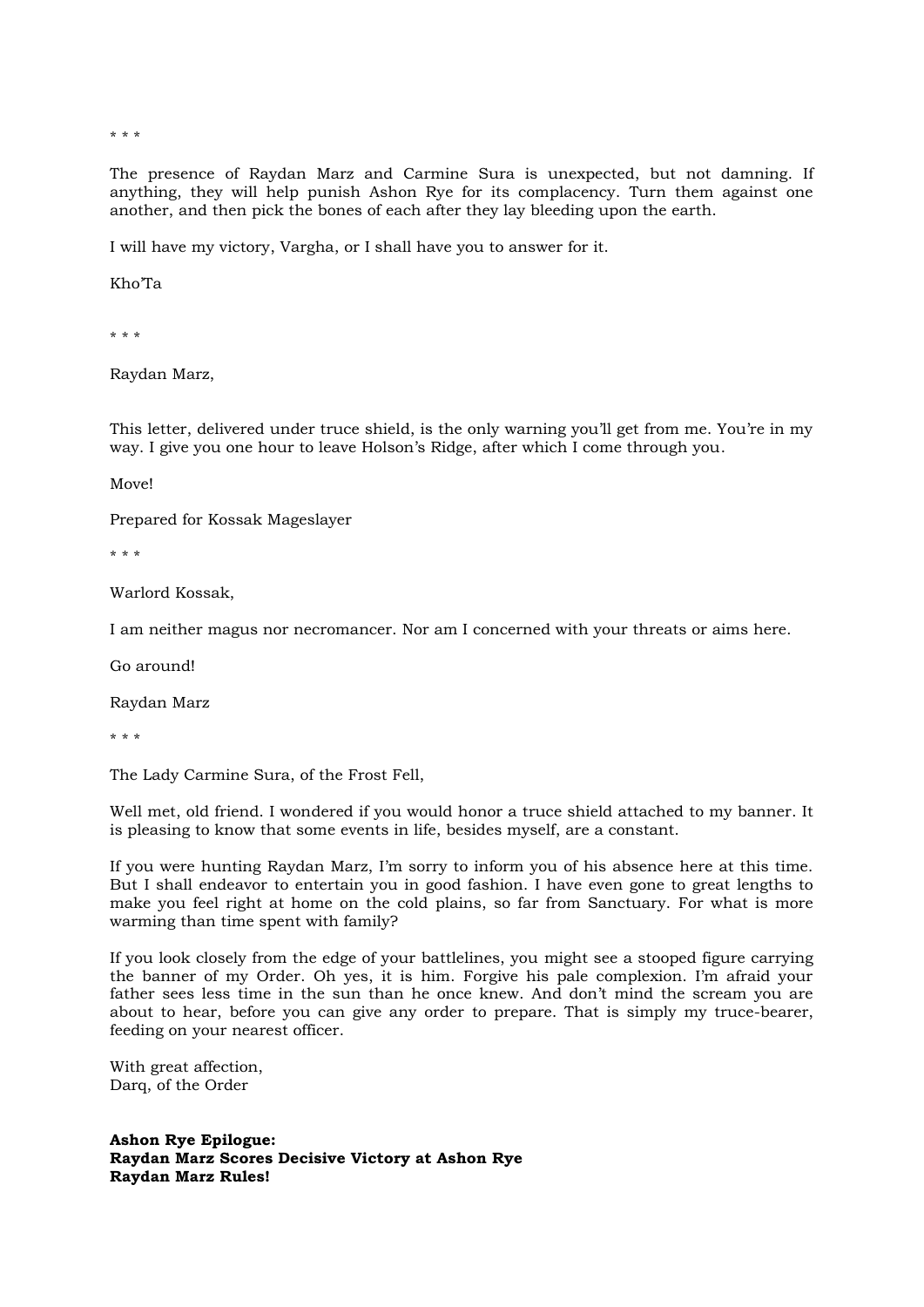* * *

The presence of Raydan Marz and Carmine Sura is unexpected, but not damning. If anything, they will help punish Ashon Rye for its complacency. Turn them against one another, and then pick the bones of each after they lay bleeding upon the earth.

I will have my victory, Vargha, or I shall have you to answer for it.

Kho'Ta

* * *

Raydan Marz,

This letter, delivered under truce shield, is the only warning you'll get from me. You're in my way. I give you one hour to leave Holson's Ridge, after which I come through you.

Move!

Prepared for Kossak Mageslayer

* * *

Warlord Kossak,

I am neither magus nor necromancer. Nor am I concerned with your threats or aims here.

Go around!

Raydan Marz

* * *

The Lady Carmine Sura, of the Frost Fell,

Well met, old friend. I wondered if you would honor a truce shield attached to my banner. It is pleasing to know that some events in life, besides myself, are a constant.

If you were hunting Raydan Marz, I'm sorry to inform you of his absence here at this time. But I shall endeavor to entertain you in good fashion. I have even gone to great lengths to make you feel right at home on the cold plains, so far from Sanctuary. For what is more warming than time spent with family?

If you look closely from the edge of your battlelines, you might see a stooped figure carrying the banner of my Order. Oh yes, it is him. Forgive his pale complexion. I'm afraid your father sees less time in the sun than he once knew. And don't mind the scream you are about to hear, before you can give any order to prepare. That is simply my truce-bearer, feeding on your nearest officer.

With great affection,
Darq, of the Order

**Ashon Rye Epilogue:**
**Raydan Marz Scores Decisive Victory at Ashon Rye**
**Raydan Marz Rules!**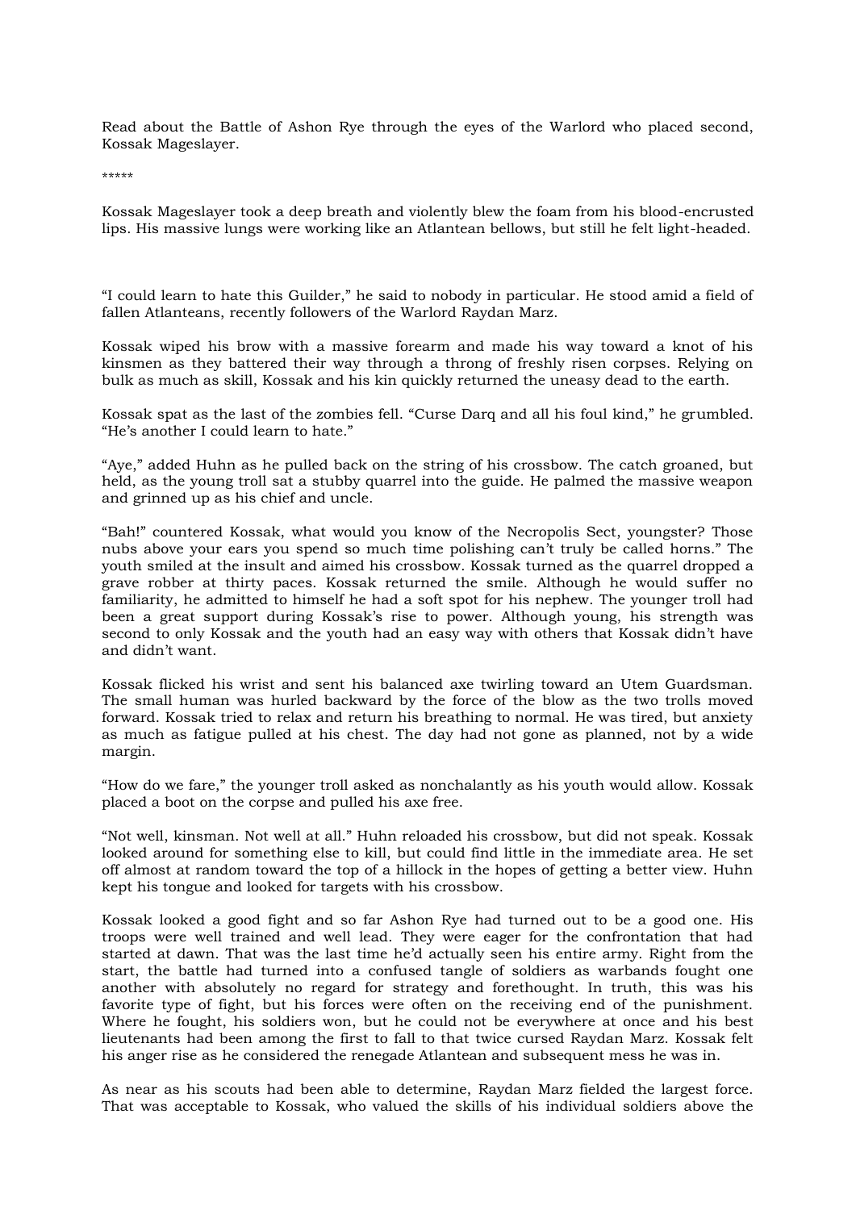Read about the Battle of Ashon Rye through the eyes of the Warlord who placed second, Kossak Mageslayer.

*****

Kossak Mageslayer took a deep breath and violently blew the foam from his blood-encrusted lips. His massive lungs were working like an Atlantean bellows, but still he felt light-headed.

"I could learn to hate this Guilder," he said to nobody in particular. He stood amid a field of fallen Atlanteans, recently followers of the Warlord Raydan Marz.

Kossak wiped his brow with a massive forearm and made his way toward a knot of his kinsmen as they battered their way through a throng of freshly risen corpses. Relying on bulk as much as skill, Kossak and his kin quickly returned the uneasy dead to the earth.

Kossak spat as the last of the zombies fell. "Curse Darq and all his foul kind," he grumbled. "He's another I could learn to hate."

"Aye," added Huhn as he pulled back on the string of his crossbow. The catch groaned, but held, as the young troll sat a stubby quarrel into the guide. He palmed the massive weapon and grinned up as his chief and uncle.

"Bah!" countered Kossak, what would you know of the Necropolis Sect, youngster? Those nubs above your ears you spend so much time polishing can't truly be called horns." The youth smiled at the insult and aimed his crossbow. Kossak turned as the quarrel dropped a grave robber at thirty paces. Kossak returned the smile. Although he would suffer no familiarity, he admitted to himself he had a soft spot for his nephew. The younger troll had been a great support during Kossak's rise to power. Although young, his strength was second to only Kossak and the youth had an easy way with others that Kossak didn't have and didn't want.

Kossak flicked his wrist and sent his balanced axe twirling toward an Utem Guardsman. The small human was hurled backward by the force of the blow as the two trolls moved forward. Kossak tried to relax and return his breathing to normal. He was tired, but anxiety as much as fatigue pulled at his chest. The day had not gone as planned, not by a wide margin.

"How do we fare," the younger troll asked as nonchalantly as his youth would allow. Kossak placed a boot on the corpse and pulled his axe free.

"Not well, kinsman. Not well at all." Huhn reloaded his crossbow, but did not speak. Kossak looked around for something else to kill, but could find little in the immediate area. He set off almost at random toward the top of a hillock in the hopes of getting a better view. Huhn kept his tongue and looked for targets with his crossbow.

Kossak looked a good fight and so far Ashon Rye had turned out to be a good one. His troops were well trained and well lead. They were eager for the confrontation that had started at dawn. That was the last time he'd actually seen his entire army. Right from the start, the battle had turned into a confused tangle of soldiers as warbands fought one another with absolutely no regard for strategy and forethought. In truth, this was his favorite type of fight, but his forces were often on the receiving end of the punishment. Where he fought, his soldiers won, but he could not be everywhere at once and his best lieutenants had been among the first to fall to that twice cursed Raydan Marz. Kossak felt his anger rise as he considered the renegade Atlantean and subsequent mess he was in.

As near as his scouts had been able to determine, Raydan Marz fielded the largest force. That was acceptable to Kossak, who valued the skills of his individual soldiers above the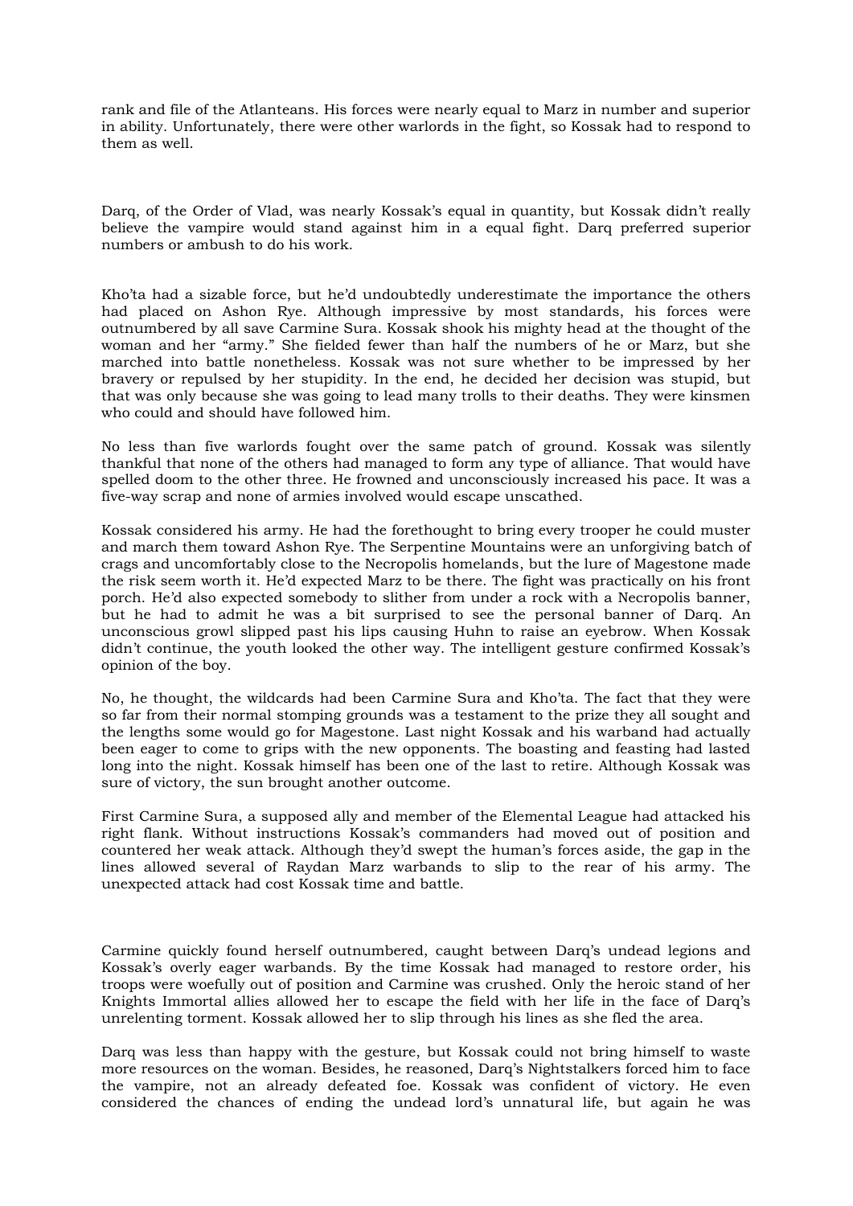rank and file of the Atlanteans. His forces were nearly equal to Marz in number and superior in ability. Unfortunately, there were other warlords in the fight, so Kossak had to respond to them as well.

Darq, of the Order of Vlad, was nearly Kossak's equal in quantity, but Kossak didn't really believe the vampire would stand against him in a equal fight. Darq preferred superior numbers or ambush to do his work.

Kho'ta had a sizable force, but he'd undoubtedly underestimate the importance the others had placed on Ashon Rye. Although impressive by most standards, his forces were outnumbered by all save Carmine Sura. Kossak shook his mighty head at the thought of the woman and her "army." She fielded fewer than half the numbers of he or Marz, but she marched into battle nonetheless. Kossak was not sure whether to be impressed by her bravery or repulsed by her stupidity. In the end, he decided her decision was stupid, but that was only because she was going to lead many trolls to their deaths. They were kinsmen who could and should have followed him.

No less than five warlords fought over the same patch of ground. Kossak was silently thankful that none of the others had managed to form any type of alliance. That would have spelled doom to the other three. He frowned and unconsciously increased his pace. It was a five-way scrap and none of armies involved would escape unscathed.

Kossak considered his army. He had the forethought to bring every trooper he could muster and march them toward Ashon Rye. The Serpentine Mountains were an unforgiving batch of crags and uncomfortably close to the Necropolis homelands, but the lure of Magestone made the risk seem worth it. He'd expected Marz to be there. The fight was practically on his front porch. He'd also expected somebody to slither from under a rock with a Necropolis banner, but he had to admit he was a bit surprised to see the personal banner of Darq. An unconscious growl slipped past his lips causing Huhn to raise an eyebrow. When Kossak didn't continue, the youth looked the other way. The intelligent gesture confirmed Kossak's opinion of the boy.

No, he thought, the wildcards had been Carmine Sura and Kho'ta. The fact that they were so far from their normal stomping grounds was a testament to the prize they all sought and the lengths some would go for Magestone. Last night Kossak and his warband had actually been eager to come to grips with the new opponents. The boasting and feasting had lasted long into the night. Kossak himself has been one of the last to retire. Although Kossak was sure of victory, the sun brought another outcome.

First Carmine Sura, a supposed ally and member of the Elemental League had attacked his right flank. Without instructions Kossak's commanders had moved out of position and countered her weak attack. Although they'd swept the human's forces aside, the gap in the lines allowed several of Raydan Marz warbands to slip to the rear of his army. The unexpected attack had cost Kossak time and battle.

Carmine quickly found herself outnumbered, caught between Darq's undead legions and Kossak's overly eager warbands. By the time Kossak had managed to restore order, his troops were woefully out of position and Carmine was crushed. Only the heroic stand of her Knights Immortal allies allowed her to escape the field with her life in the face of Darq's unrelenting torment. Kossak allowed her to slip through his lines as she fled the area.

Darq was less than happy with the gesture, but Kossak could not bring himself to waste more resources on the woman. Besides, he reasoned, Darq's Nightstalkers forced him to face the vampire, not an already defeated foe. Kossak was confident of victory. He even considered the chances of ending the undead lord's unnatural life, but again he was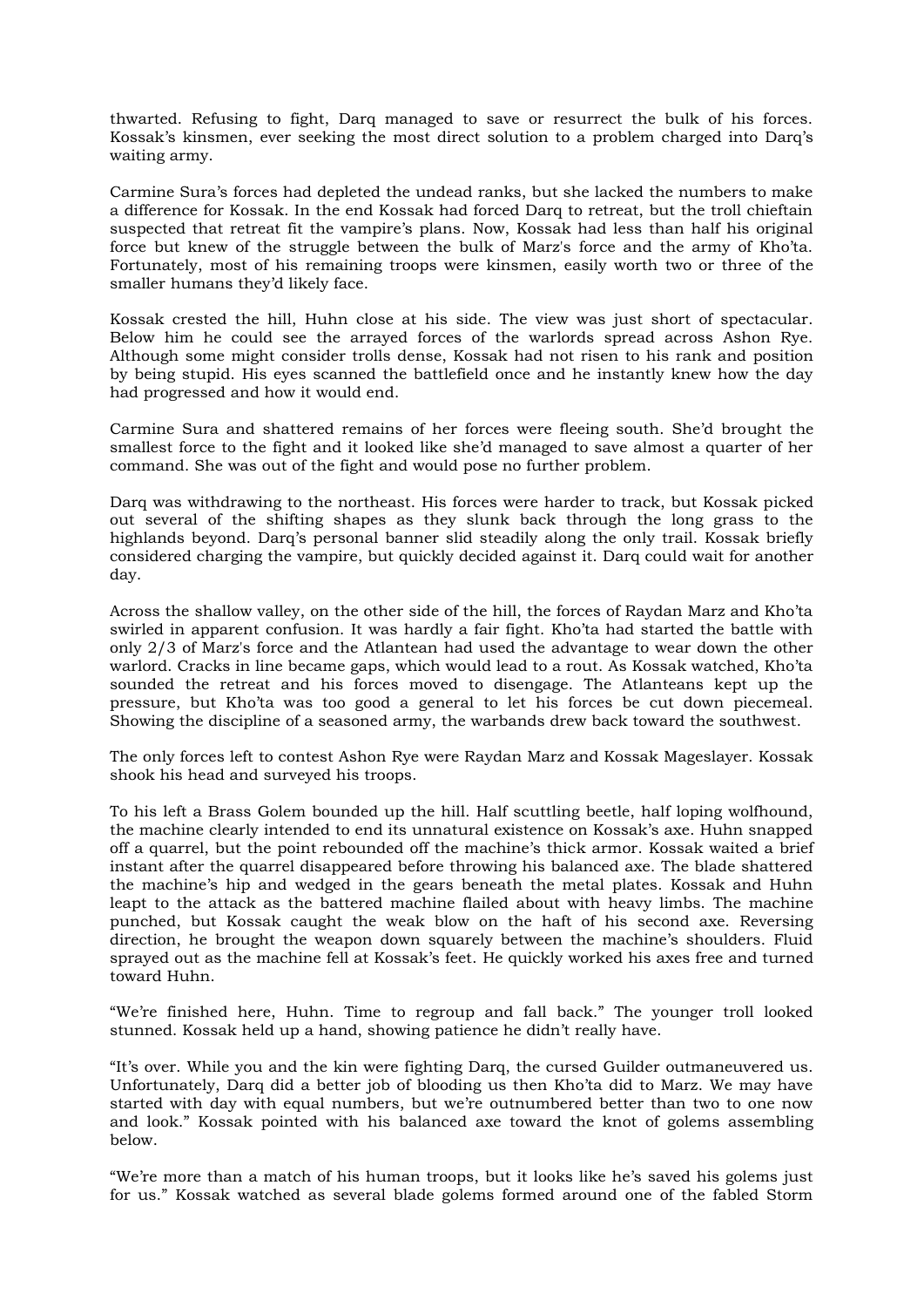thwarted. Refusing to fight, Darq managed to save or resurrect the bulk of his forces. Kossak's kinsmen, ever seeking the most direct solution to a problem charged into Darq's waiting army.

Carmine Sura's forces had depleted the undead ranks, but she lacked the numbers to make a difference for Kossak. In the end Kossak had forced Darq to retreat, but the troll chieftain suspected that retreat fit the vampire's plans. Now, Kossak had less than half his original force but knew of the struggle between the bulk of Marz's force and the army of Kho'ta. Fortunately, most of his remaining troops were kinsmen, easily worth two or three of the smaller humans they'd likely face.

Kossak crested the hill, Huhn close at his side. The view was just short of spectacular. Below him he could see the arrayed forces of the warlords spread across Ashon Rye. Although some might consider trolls dense, Kossak had not risen to his rank and position by being stupid. His eyes scanned the battlefield once and he instantly knew how the day had progressed and how it would end.

Carmine Sura and shattered remains of her forces were fleeing south. She'd brought the smallest force to the fight and it looked like she'd managed to save almost a quarter of her command. She was out of the fight and would pose no further problem.

Darq was withdrawing to the northeast. His forces were harder to track, but Kossak picked out several of the shifting shapes as they slunk back through the long grass to the highlands beyond. Darq's personal banner slid steadily along the only trail. Kossak briefly considered charging the vampire, but quickly decided against it. Darq could wait for another day.

Across the shallow valley, on the other side of the hill, the forces of Raydan Marz and Kho'ta swirled in apparent confusion. It was hardly a fair fight. Kho'ta had started the battle with only 2/3 of Marz's force and the Atlantean had used the advantage to wear down the other warlord. Cracks in line became gaps, which would lead to a rout. As Kossak watched, Kho'ta sounded the retreat and his forces moved to disengage. The Atlanteans kept up the pressure, but Kho'ta was too good a general to let his forces be cut down piecemeal. Showing the discipline of a seasoned army, the warbands drew back toward the southwest.

The only forces left to contest Ashon Rye were Raydan Marz and Kossak Mageslayer. Kossak shook his head and surveyed his troops.

To his left a Brass Golem bounded up the hill. Half scuttling beetle, half loping wolfhound, the machine clearly intended to end its unnatural existence on Kossak's axe. Huhn snapped off a quarrel, but the point rebounded off the machine's thick armor. Kossak waited a brief instant after the quarrel disappeared before throwing his balanced axe. The blade shattered the machine's hip and wedged in the gears beneath the metal plates. Kossak and Huhn leapt to the attack as the battered machine flailed about with heavy limbs. The machine punched, but Kossak caught the weak blow on the haft of his second axe. Reversing direction, he brought the weapon down squarely between the machine's shoulders. Fluid sprayed out as the machine fell at Kossak's feet. He quickly worked his axes free and turned toward Huhn.

"We're finished here, Huhn. Time to regroup and fall back." The younger troll looked stunned. Kossak held up a hand, showing patience he didn't really have.

"It's over. While you and the kin were fighting Darq, the cursed Guilder outmaneuvered us. Unfortunately, Darq did a better job of blooding us then Kho'ta did to Marz. We may have started with day with equal numbers, but we're outnumbered better than two to one now and look." Kossak pointed with his balanced axe toward the knot of golems assembling below.

"We're more than a match of his human troops, but it looks like he's saved his golems just for us." Kossak watched as several blade golems formed around one of the fabled Storm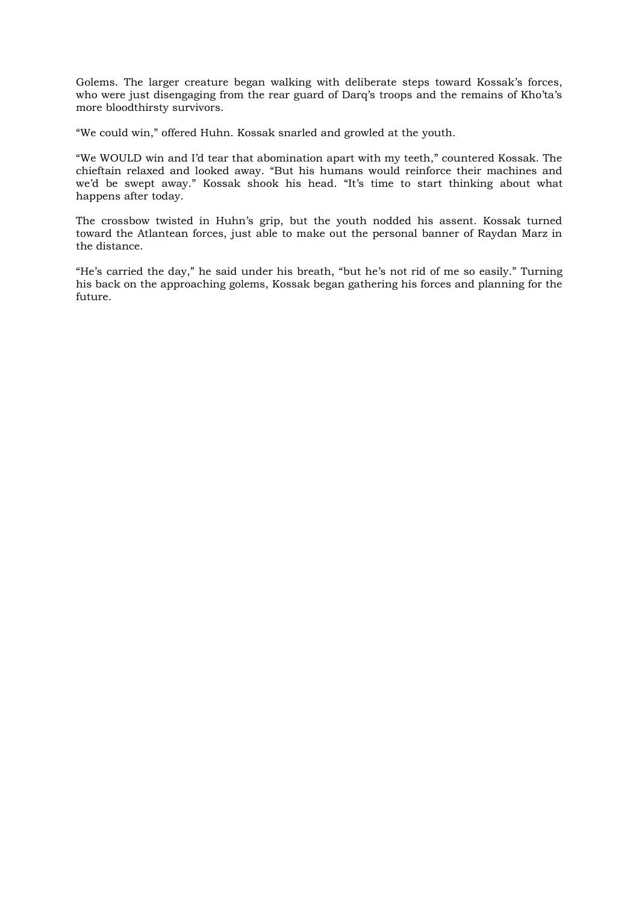Golems. The larger creature began walking with deliberate steps toward Kossak's forces, who were just disengaging from the rear guard of Darq's troops and the remains of Kho'ta's more bloodthirsty survivors.

"We could win," offered Huhn. Kossak snarled and growled at the youth.

"We WOULD win and I'd tear that abomination apart with my teeth," countered Kossak. The chieftain relaxed and looked away. "But his humans would reinforce their machines and we'd be swept away." Kossak shook his head. "It's time to start thinking about what happens after today.

The crossbow twisted in Huhn's grip, but the youth nodded his assent. Kossak turned toward the Atlantean forces, just able to make out the personal banner of Raydan Marz in the distance.

"He's carried the day," he said under his breath, "but he's not rid of me so easily." Turning his back on the approaching golems, Kossak began gathering his forces and planning for the future.